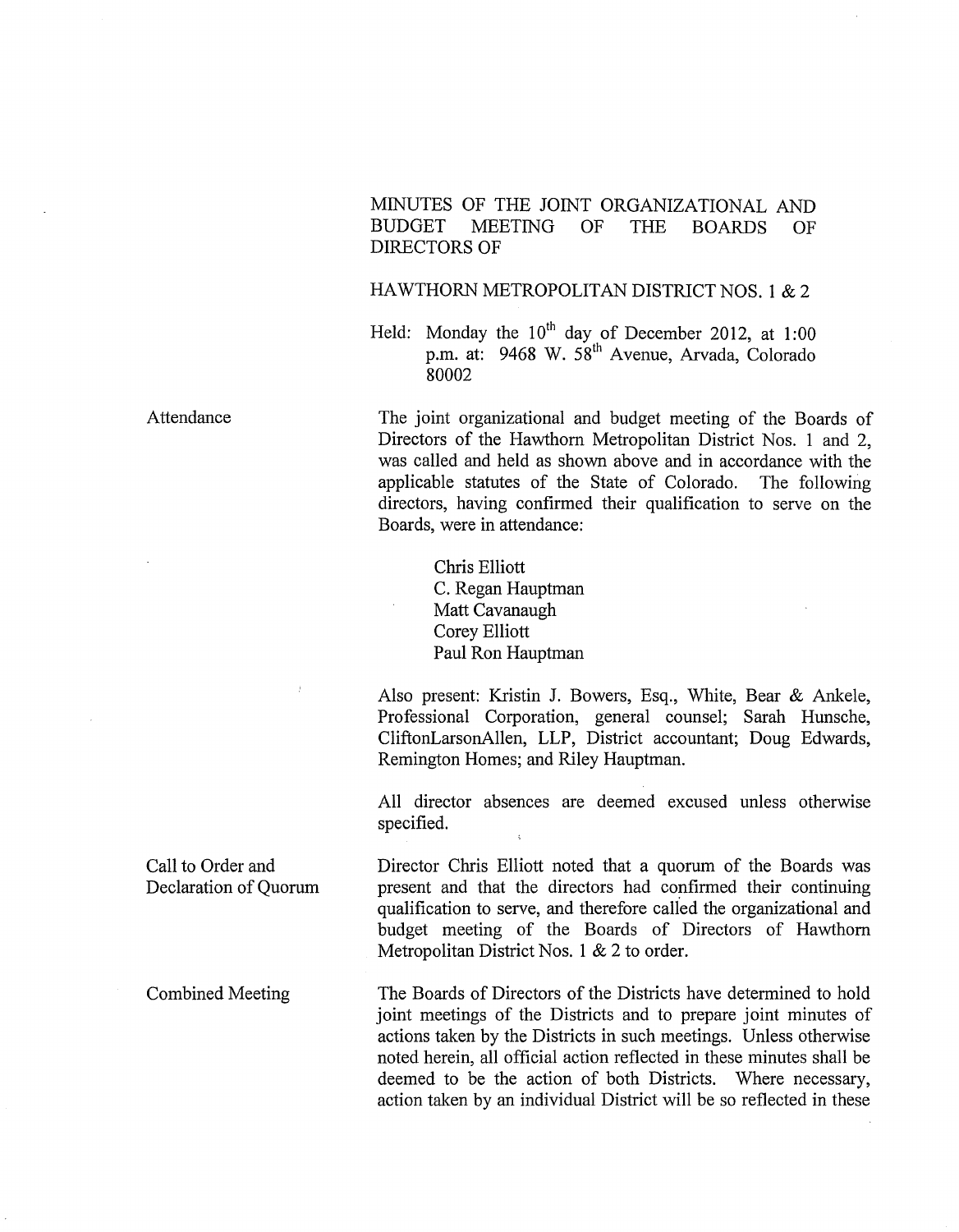# MINUTES OF THE JOINT ORGANIZATIONAL AND BUDGET MEETING OF THE BOARDS OF DIRECTORS OF

## HAWTHORN METROPOLITAN DISTRICT NOS. 1 & 2

Held: Monday the 10th day of December 2012, at 1:00 p.m. at: 9468 W. 58th Avenue, Arvada, Colorado 80002

**Attendance**

The joint organizational and budget meeting of the Boards of Directors of the Hawthorn Metropolitan District Nos. 1 and 2, was called and held as shown above and in accordance with the applicable statutes of the State of Colorado. The following directors, having confirmed their qualification to serve on the Boards, were in attendance:

Chris Elliott
C. Regan Hauptman
Matt Cavanaugh
Corey Elliott
Paul Ron Hauptman

Also present: Kristin J. Bowers, Esq., White, Bear & Ankele, Professional Corporation, general counsel; Sarah Hunsche, CliftonLarsonAllen, LLP, District accountant; Doug Edwards, Remington Homes; and Riley Hauptman.

All director absences are deemed excused unless otherwise specified.

**Call to Order and Declaration of Quorum**

Director Chris Elliott noted that a quorum of the Boards was present and that the directors had confirmed their continuing qualification to serve, and therefore called the organizational and budget meeting of the Boards of Directors of Hawthorn Metropolitan District Nos. 1 & 2 to order.

**Combined Meeting**

The Boards of Directors of the Districts have determined to hold joint meetings of the Districts and to prepare joint minutes of actions taken by the Districts in such meetings. Unless otherwise noted herein, all official action reflected in these minutes shall be deemed to be the action of both Districts. Where necessary, action taken by an individual District will be so reflected in these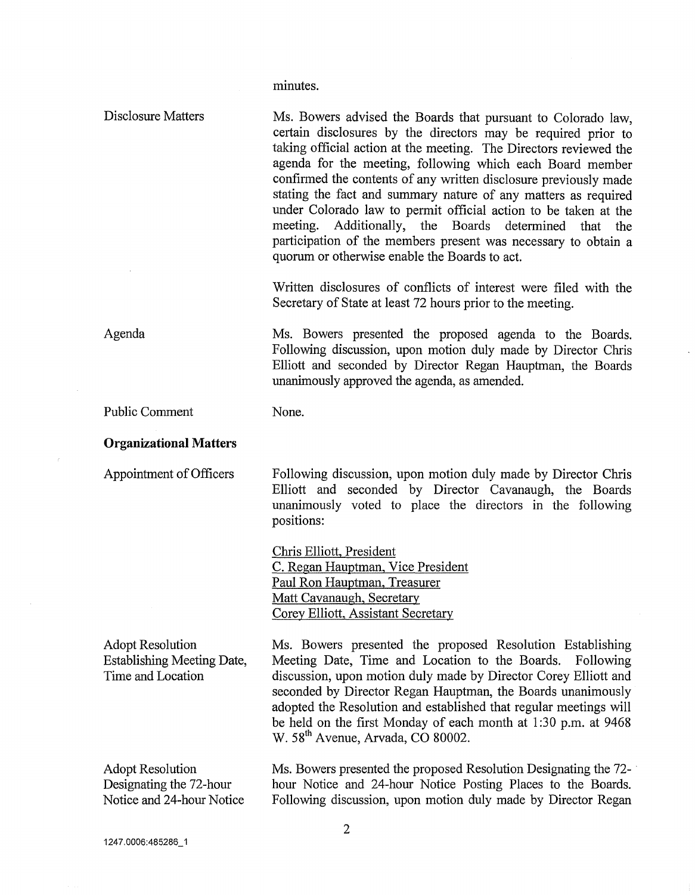minutes.

Disclosure Matters

Ms. Bowers advised the Boards that pursuant to Colorado law, certain disclosures by the directors may be required prior to taking official action at the meeting. The Directors reviewed the agenda for the meeting, following which each Board member confirmed the contents of any written disclosure previously made stating the fact and summary nature of any matters as required under Colorado law to permit official action to be taken at the meeting. Additionally, the Boards determined that the participation of the members present was necessary to obtain a quorum or otherwise enable the Boards to act.

Written disclosures of conflicts of interest were filed with the Secretary of State at least 72 hours prior to the meeting.

Agenda

Ms. Bowers presented the proposed agenda to the Boards. Following discussion, upon motion duly made by Director Chris Elliott and seconded by Director Regan Hauptman, the Boards unanimously approved the agenda, as amended.

Public Comment

None.

**Organizational Matters**

Appointment of Officers

Following discussion, upon motion duly made by Director Chris Elliott and seconded by Director Cavanaugh, the Boards unanimously voted to place the directors in the following positions:

Chris Elliott, President
C. Regan Hauptman, Vice President
Paul Ron Hauptman, Treasurer
Matt Cavanaugh, Secretary
Corey Elliott, Assistant Secretary

Adopt Resolution Establishing Meeting Date, Time and Location

Ms. Bowers presented the proposed Resolution Establishing Meeting Date, Time and Location to the Boards. Following discussion, upon motion duly made by Director Corey Elliott and seconded by Director Regan Hauptman, the Boards unanimously adopted the Resolution and established that regular meetings will be held on the first Monday of each month at 1:30 p.m. at 9468 W. 58th Avenue, Arvada, CO 80002.

Adopt Resolution Designating the 72-hour Notice and 24-hour Notice

Ms. Bowers presented the proposed Resolution Designating the 72-hour Notice and 24-hour Notice Posting Places to the Boards. Following discussion, upon motion duly made by Director Regan

1247.0006:485286_1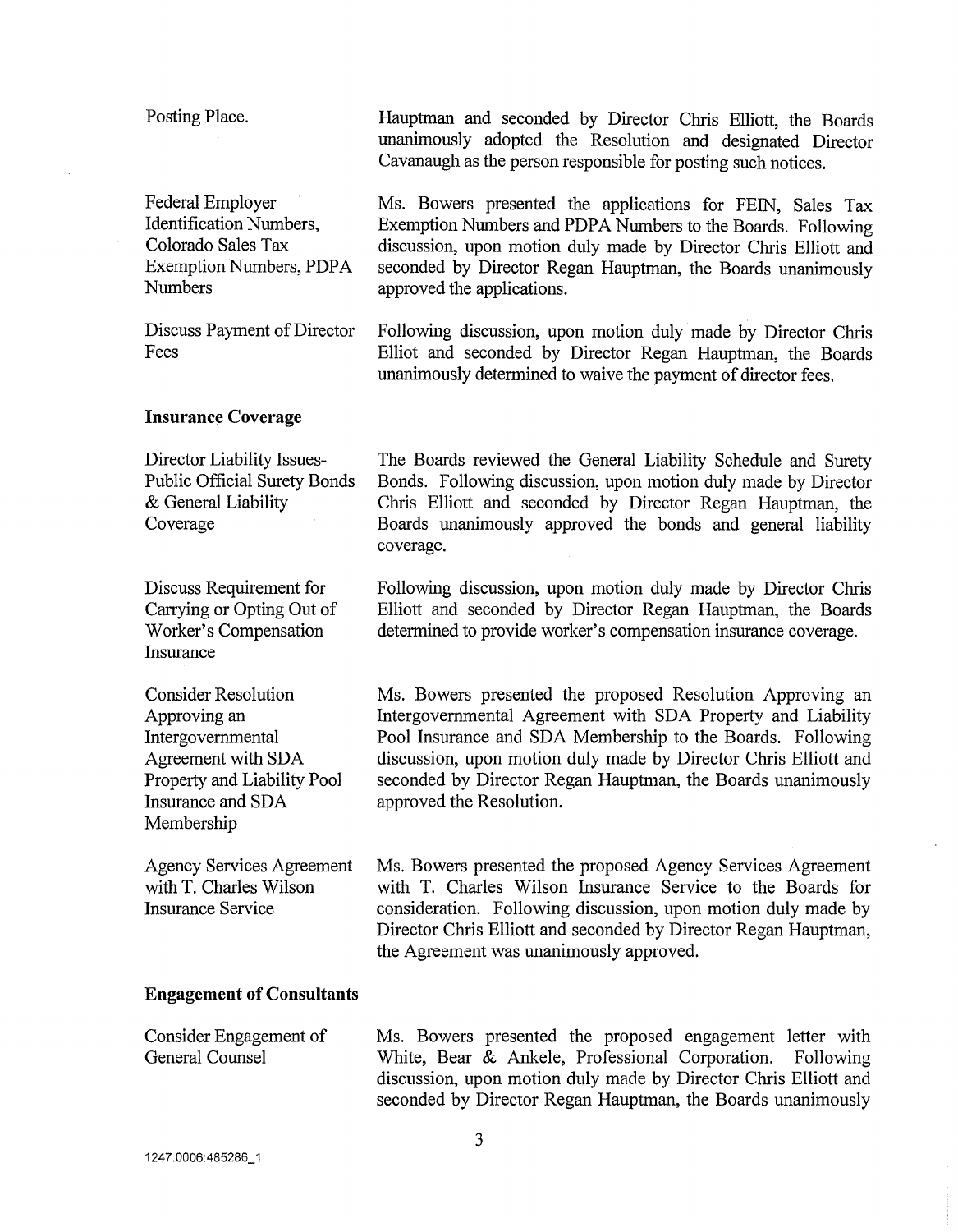Posting Place.

Hauptman and seconded by Director Chris Elliott, the Boards unanimously adopted the Resolution and designated Director Cavanaugh as the person responsible for posting such notices.

Federal Employer Identification Numbers, Colorado Sales Tax Exemption Numbers, PDPA Numbers

Ms. Bowers presented the applications for FEIN, Sales Tax Exemption Numbers and PDPA Numbers to the Boards. Following discussion, upon motion duly made by Director Chris Elliott and seconded by Director Regan Hauptman, the Boards unanimously approved the applications.

Discuss Payment of Director Fees

Following discussion, upon motion duly made by Director Chris Elliot and seconded by Director Regan Hauptman, the Boards unanimously determined to waive the payment of director fees.

**Insurance Coverage**

Director Liability Issues- Public Official Surety Bonds & General Liability Coverage

The Boards reviewed the General Liability Schedule and Surety Bonds. Following discussion, upon motion duly made by Director Chris Elliott and seconded by Director Regan Hauptman, the Boards unanimously approved the bonds and general liability coverage.

Discuss Requirement for Carrying or Opting Out of Worker's Compensation Insurance

Following discussion, upon motion duly made by Director Chris Elliott and seconded by Director Regan Hauptman, the Boards determined to provide worker's compensation insurance coverage.

Consider Resolution Approving an Intergovernmental Agreement with SDA Property and Liability Pool Insurance and SDA Membership

Ms. Bowers presented the proposed Resolution Approving an Intergovernmental Agreement with SDA Property and Liability Pool Insurance and SDA Membership to the Boards. Following discussion, upon motion duly made by Director Chris Elliott and seconded by Director Regan Hauptman, the Boards unanimously approved the Resolution.

Agency Services Agreement with T. Charles Wilson Insurance Service

Ms. Bowers presented the proposed Agency Services Agreement with T. Charles Wilson Insurance Service to the Boards for consideration. Following discussion, upon motion duly made by Director Chris Elliott and seconded by Director Regan Hauptman, the Agreement was unanimously approved.

**Engagement of Consultants**

Consider Engagement of General Counsel

Ms. Bowers presented the proposed engagement letter with White, Bear & Ankele, Professional Corporation. Following discussion, upon motion duly made by Director Chris Elliott and seconded by Director Regan Hauptman, the Boards unanimously

1247.0006:485286_1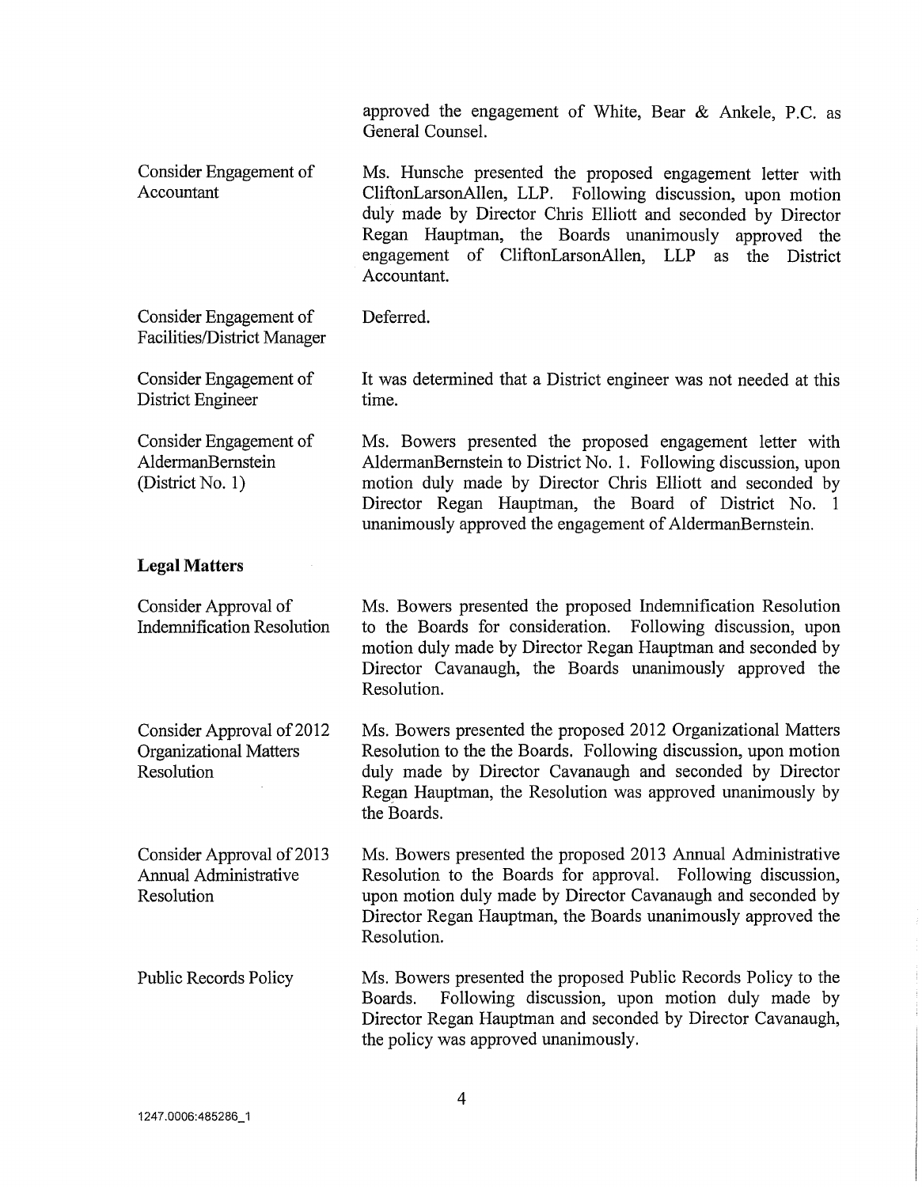approved the engagement of White, Bear & Ankele, P.C. as General Counsel.

| | |
|---|---|
| Consider Engagement of Accountant | Ms. Hunsche presented the proposed engagement letter with CliftonLarsonAllen, LLP. Following discussion, upon motion duly made by Director Chris Elliott and seconded by Director Regan Hauptman, the Boards unanimously approved the engagement of CliftonLarsonAllen, LLP as the District Accountant. |
| Consider Engagement of Facilities/District Manager | Deferred. |
| Consider Engagement of District Engineer | It was determined that a District engineer was not needed at this time. |
| Consider Engagement of AldermanBernstein (District No. 1) | Ms. Bowers presented the proposed engagement letter with AldermanBernstein to District No. 1. Following discussion, upon motion duly made by Director Chris Elliott and seconded by Director Regan Hauptman, the Board of District No. 1 unanimously approved the engagement of AldermanBernstein. |

**Legal Matters**

| | |
|---|---|
| Consider Approval of Indemnification Resolution | Ms. Bowers presented the proposed Indemnification Resolution to the Boards for consideration. Following discussion, upon motion duly made by Director Regan Hauptman and seconded by Director Cavanaugh, the Boards unanimously approved the Resolution. |
| Consider Approval of 2012 Organizational Matters Resolution | Ms. Bowers presented the proposed 2012 Organizational Matters Resolution to the the Boards. Following discussion, upon motion duly made by Director Cavanaugh and seconded by Director Regan Hauptman, the Resolution was approved unanimously by the Boards. |
| Consider Approval of 2013 Annual Administrative Resolution | Ms. Bowers presented the proposed 2013 Annual Administrative Resolution to the Boards for approval. Following discussion, upon motion duly made by Director Cavanaugh and seconded by Director Regan Hauptman, the Boards unanimously approved the Resolution. |
| Public Records Policy | Ms. Bowers presented the proposed Public Records Policy to the Boards. Following discussion, upon motion duly made by Director Regan Hauptman and seconded by Director Cavanaugh, the policy was approved unanimously. |

1247.0006:485286_1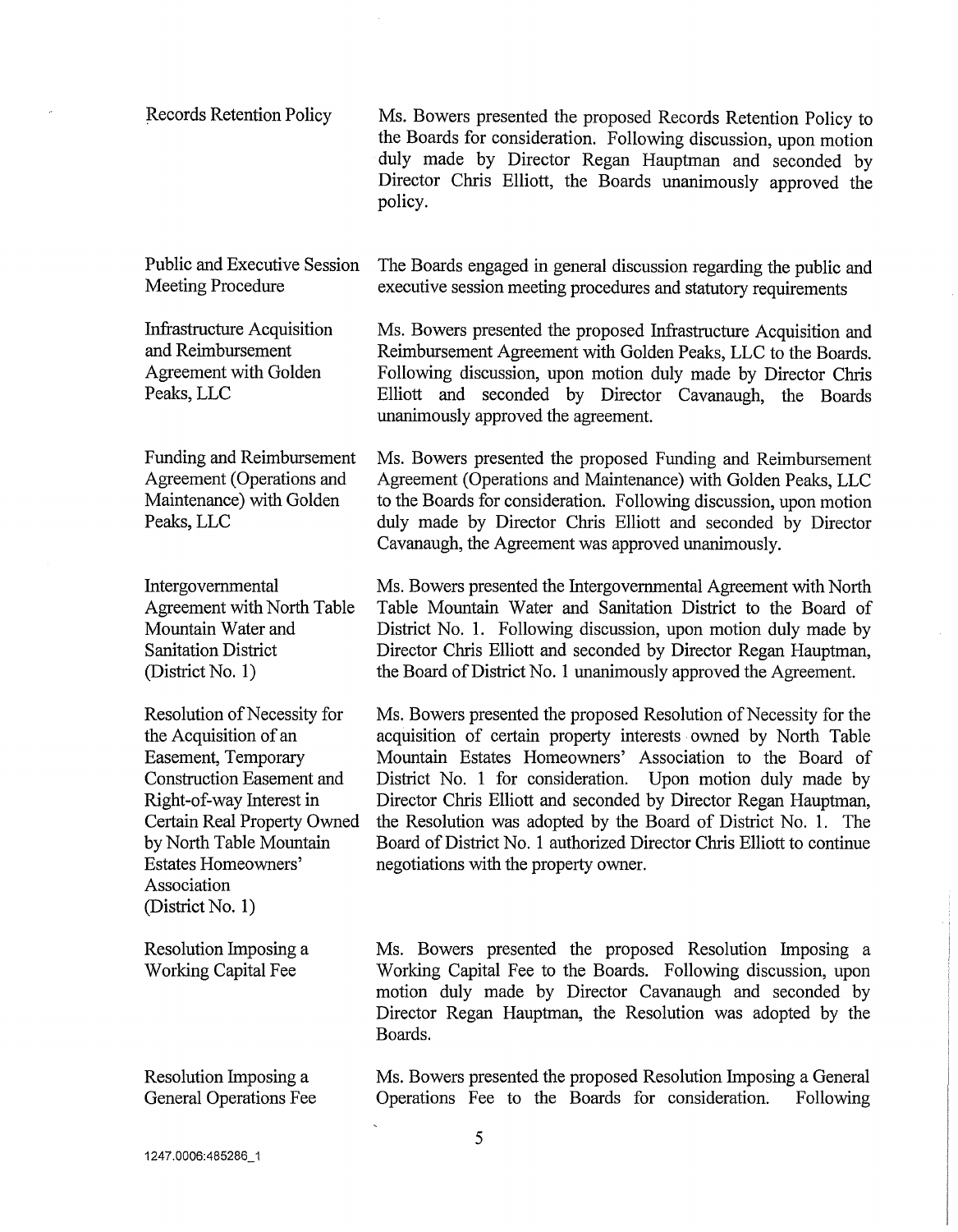Records Retention Policy

Ms. Bowers presented the proposed Records Retention Policy to the Boards for consideration. Following discussion, upon motion duly made by Director Regan Hauptman and seconded by Director Chris Elliott, the Boards unanimously approved the policy.

Public and Executive Session Meeting Procedure

The Boards engaged in general discussion regarding the public and executive session meeting procedures and statutory requirements

Infrastructure Acquisition and Reimbursement Agreement with Golden Peaks, LLC

Ms. Bowers presented the proposed Infrastructure Acquisition and Reimbursement Agreement with Golden Peaks, LLC to the Boards. Following discussion, upon motion duly made by Director Chris Elliott and seconded by Director Cavanaugh, the Boards unanimously approved the agreement.

Funding and Reimbursement Agreement (Operations and Maintenance) with Golden Peaks, LLC

Ms. Bowers presented the proposed Funding and Reimbursement Agreement (Operations and Maintenance) with Golden Peaks, LLC to the Boards for consideration. Following discussion, upon motion duly made by Director Chris Elliott and seconded by Director Cavanaugh, the Agreement was approved unanimously.

Intergovernmental Agreement with North Table Mountain Water and Sanitation District (District No. 1)

Ms. Bowers presented the Intergovernmental Agreement with North Table Mountain Water and Sanitation District to the Board of District No. 1. Following discussion, upon motion duly made by Director Chris Elliott and seconded by Director Regan Hauptman, the Board of District No. 1 unanimously approved the Agreement.

Resolution of Necessity for the Acquisition of an Easement, Temporary Construction Easement and Right-of-way Interest in Certain Real Property Owned by North Table Mountain Estates Homeowners' Association (District No. 1)

Ms. Bowers presented the proposed Resolution of Necessity for the acquisition of certain property interests owned by North Table Mountain Estates Homeowners' Association to the Board of District No. 1 for consideration. Upon motion duly made by Director Chris Elliott and seconded by Director Regan Hauptman, the Resolution was adopted by the Board of District No. 1. The Board of District No. 1 authorized Director Chris Elliott to continue negotiations with the property owner.

Resolution Imposing a Working Capital Fee

Ms. Bowers presented the proposed Resolution Imposing a Working Capital Fee to the Boards. Following discussion, upon motion duly made by Director Cavanaugh and seconded by Director Regan Hauptman, the Resolution was adopted by the Boards.

Resolution Imposing a General Operations Fee

Ms. Bowers presented the proposed Resolution Imposing a General Operations Fee to the Boards for consideration. Following

1247.0006:485286_1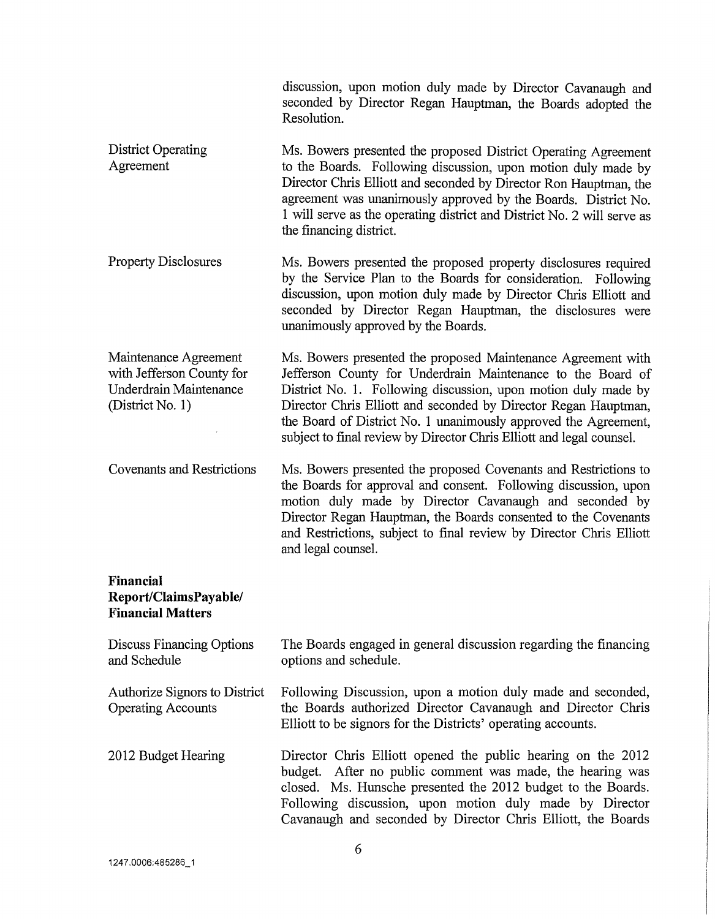discussion, upon motion duly made by Director Cavanaugh and seconded by Director Regan Hauptman, the Boards adopted the Resolution.

**District Operating Agreement**

Ms. Bowers presented the proposed District Operating Agreement to the Boards. Following discussion, upon motion duly made by Director Chris Elliott and seconded by Director Ron Hauptman, the agreement was unanimously approved by the Boards. District No. 1 will serve as the operating district and District No. 2 will serve as the financing district.

**Property Disclosures**

Ms. Bowers presented the proposed property disclosures required by the Service Plan to the Boards for consideration. Following discussion, upon motion duly made by Director Chris Elliott and seconded by Director Regan Hauptman, the disclosures were unanimously approved by the Boards.

**Maintenance Agreement with Jefferson County for Underdrain Maintenance (District No. 1)**

Ms. Bowers presented the proposed Maintenance Agreement with Jefferson County for Underdrain Maintenance to the Board of District No. 1. Following discussion, upon motion duly made by Director Chris Elliott and seconded by Director Regan Hauptman, the Board of District No. 1 unanimously approved the Agreement, subject to final review by Director Chris Elliott and legal counsel.

**Covenants and Restrictions**

Ms. Bowers presented the proposed Covenants and Restrictions to the Boards for approval and consent. Following discussion, upon motion duly made by Director Cavanaugh and seconded by Director Regan Hauptman, the Boards consented to the Covenants and Restrictions, subject to final review by Director Chris Elliott and legal counsel.

## Financial Report/ClaimsPayable/ Financial Matters

**Discuss Financing Options and Schedule**

The Boards engaged in general discussion regarding the financing options and schedule.

**Authorize Signors to District Operating Accounts**

Following Discussion, upon a motion duly made and seconded, the Boards authorized Director Cavanaugh and Director Chris Elliott to be signors for the Districts' operating accounts.

**2012 Budget Hearing**

Director Chris Elliott opened the public hearing on the 2012 budget. After no public comment was made, the hearing was closed. Ms. Hunsche presented the 2012 budget to the Boards. Following discussion, upon motion duly made by Director Cavanaugh and seconded by Director Chris Elliott, the Boards

1247.0006:485286_1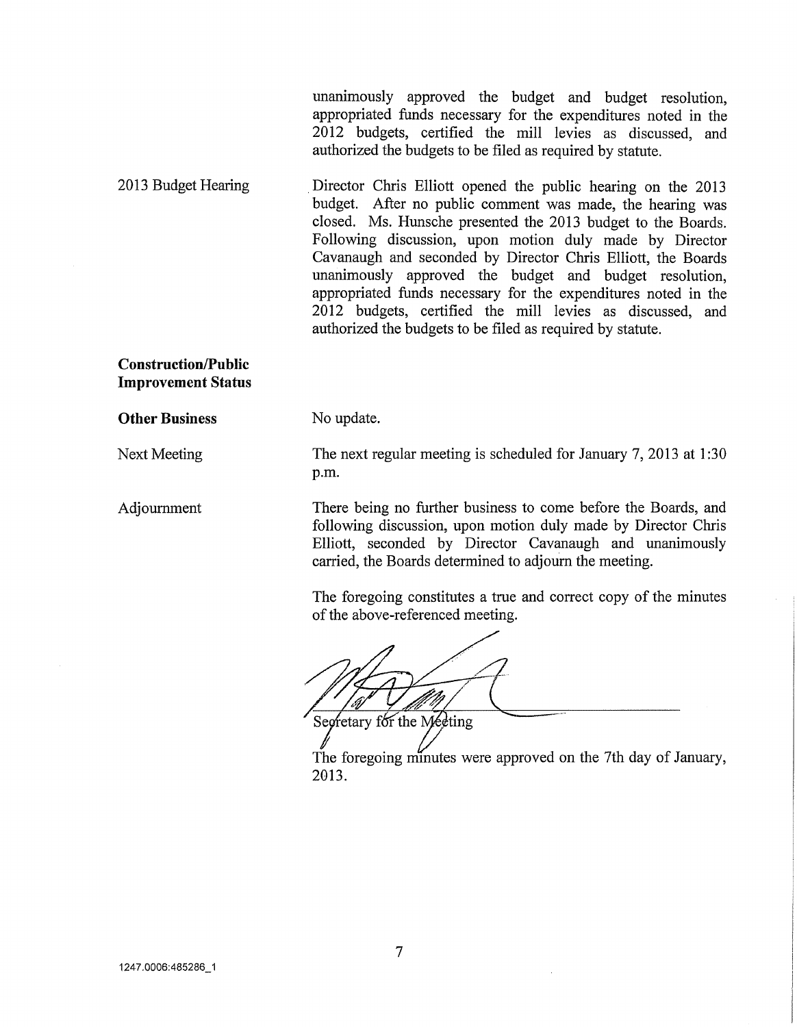unanimously approved the budget and budget resolution, appropriated funds necessary for the expenditures noted in the 2012 budgets, certified the mill levies as discussed, and authorized the budgets to be filed as required by statute.

2013 Budget Hearing

Director Chris Elliott opened the public hearing on the 2013 budget. After no public comment was made, the hearing was closed. Ms. Hunsche presented the 2013 budget to the Boards. Following discussion, upon motion duly made by Director Cavanaugh and seconded by Director Chris Elliott, the Boards unanimously approved the budget and budget resolution, appropriated funds necessary for the expenditures noted in the 2012 budgets, certified the mill levies as discussed, and authorized the budgets to be filed as required by statute.

**Construction/Public Improvement Status**

**Other Business**

No update.

Next Meeting

The next regular meeting is scheduled for January 7, 2013 at 1:30 p.m.

Adjournment

There being no further business to come before the Boards, and following discussion, upon motion duly made by Director Chris Elliott, seconded by Director Cavanaugh and unanimously carried, the Boards determined to adjourn the meeting.

The foregoing constitutes a true and correct copy of the minutes of the above-referenced meeting.

Secretary for the Meeting

The foregoing minutes were approved on the 7th day of January, 2013.

1247.0006:485286_1